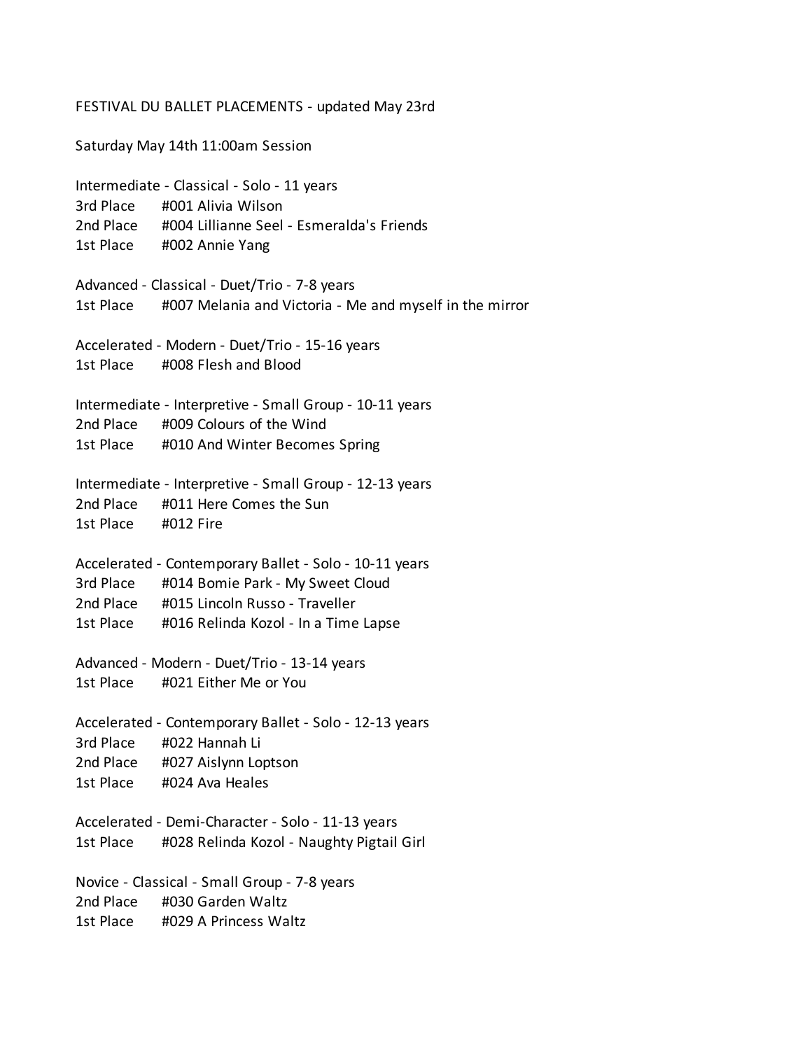FESTIVAL DU BALLET PLACEMENTS - updated May 23rd

Saturday May 14th 11:00am Session

Intermediate - Classical - Solo - 11 years
3rd Place #001 Alivia Wilson
2nd Place #004 Lillianne Seel - Esmeralda's Friends
1st Place #002 Annie Yang

Advanced - Classical - Duet/Trio - 7-8 years
1st Place #007 Melania and Victoria - Me and myself in the mirror

Accelerated - Modern - Duet/Trio - 15-16 years
1st Place #008 Flesh and Blood

Intermediate - Interpretive - Small Group - 10-11 years
2nd Place #009 Colours of the Wind
1st Place #010 And Winter Becomes Spring

Intermediate - Interpretive - Small Group - 12-13 years
2nd Place #011 Here Comes the Sun
1st Place #012 Fire

Accelerated - Contemporary Ballet - Solo - 10-11 years
3rd Place #014 Bomie Park - My Sweet Cloud
2nd Place #015 Lincoln Russo - Traveller
1st Place #016 Relinda Kozol - In a Time Lapse

Advanced - Modern - Duet/Trio - 13-14 years
1st Place #021 Either Me or You

Accelerated - Contemporary Ballet - Solo - 12-13 years
3rd Place #022 Hannah Li
2nd Place #027 Aislynn Loptson
1st Place #024 Ava Heales

Accelerated - Demi-Character - Solo - 11-13 years
1st Place #028 Relinda Kozol - Naughty Pigtail Girl

Novice - Classical - Small Group - 7-8 years
2nd Place #030 Garden Waltz
1st Place #029 A Princess Waltz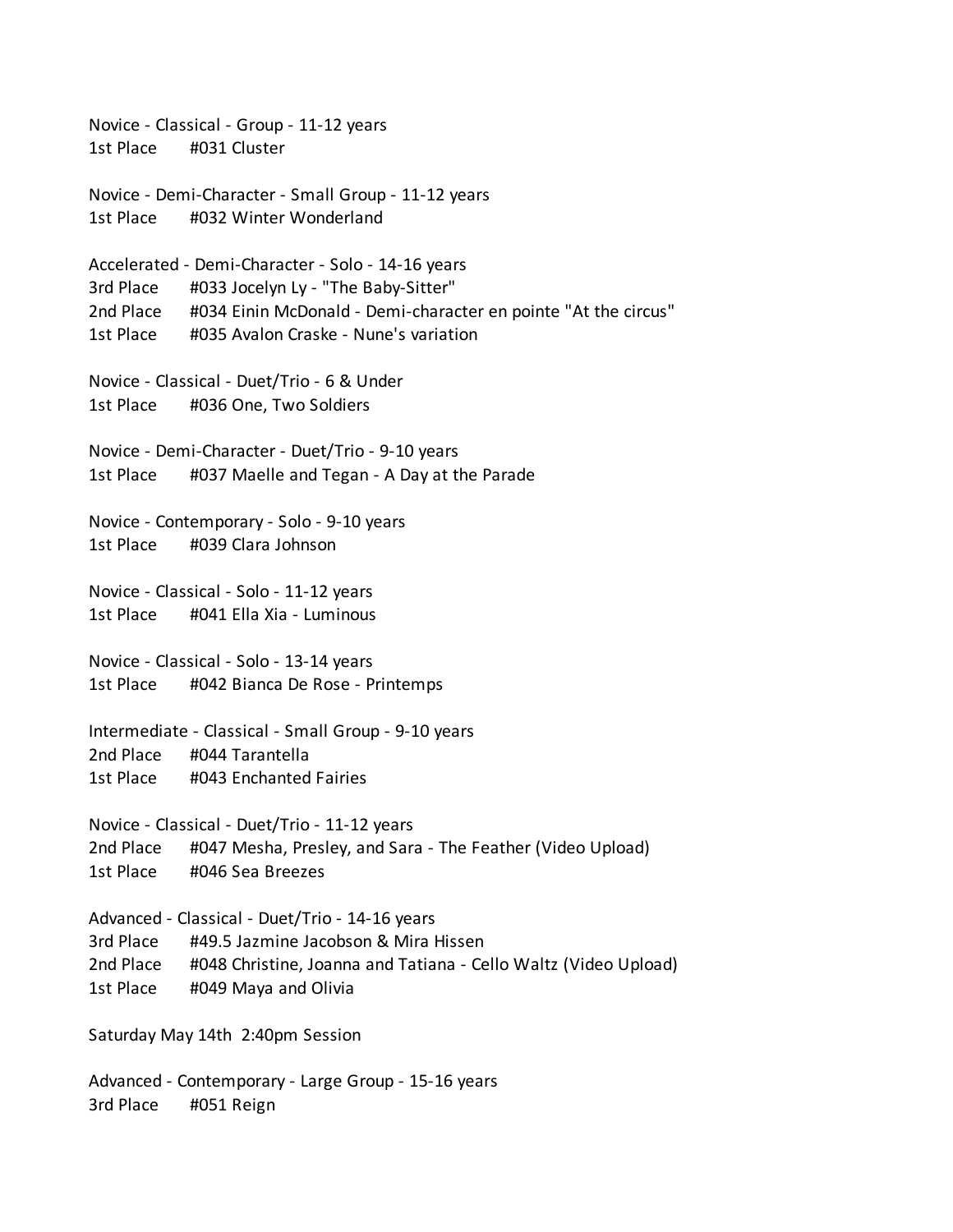Novice - Classical - Group - 11-12 years
1st Place #031 Cluster

Novice - Demi-Character - Small Group - 11-12 years
1st Place #032 Winter Wonderland

Accelerated - Demi-Character - Solo - 14-16 years
3rd Place #033 Jocelyn Ly - "The Baby-Sitter"
2nd Place #034 Einin McDonald - Demi-character en pointe "At the circus"
1st Place #035 Avalon Craske - Nune's variation

Novice - Classical - Duet/Trio - 6 & Under
1st Place #036 One, Two Soldiers

Novice - Demi-Character - Duet/Trio - 9-10 years
1st Place #037 Maelle and Tegan - A Day at the Parade

Novice - Contemporary - Solo - 9-10 years
1st Place #039 Clara Johnson

Novice - Classical - Solo - 11-12 years
1st Place #041 Ella Xia - Luminous

Novice - Classical - Solo - 13-14 years
1st Place #042 Bianca De Rose - Printemps

Intermediate - Classical - Small Group - 9-10 years
2nd Place #044 Tarantella
1st Place #043 Enchanted Fairies

Novice - Classical - Duet/Trio - 11-12 years
2nd Place #047 Mesha, Presley, and Sara - The Feather (Video Upload)
1st Place #046 Sea Breezes

Advanced - Classical - Duet/Trio - 14-16 years
3rd Place #49.5 Jazmine Jacobson & Mira Hissen
2nd Place #048 Christine, Joanna and Tatiana - Cello Waltz (Video Upload)
1st Place #049 Maya and Olivia

Saturday May 14th 2:40pm Session

Advanced - Contemporary - Large Group - 15-16 years
3rd Place #051 Reign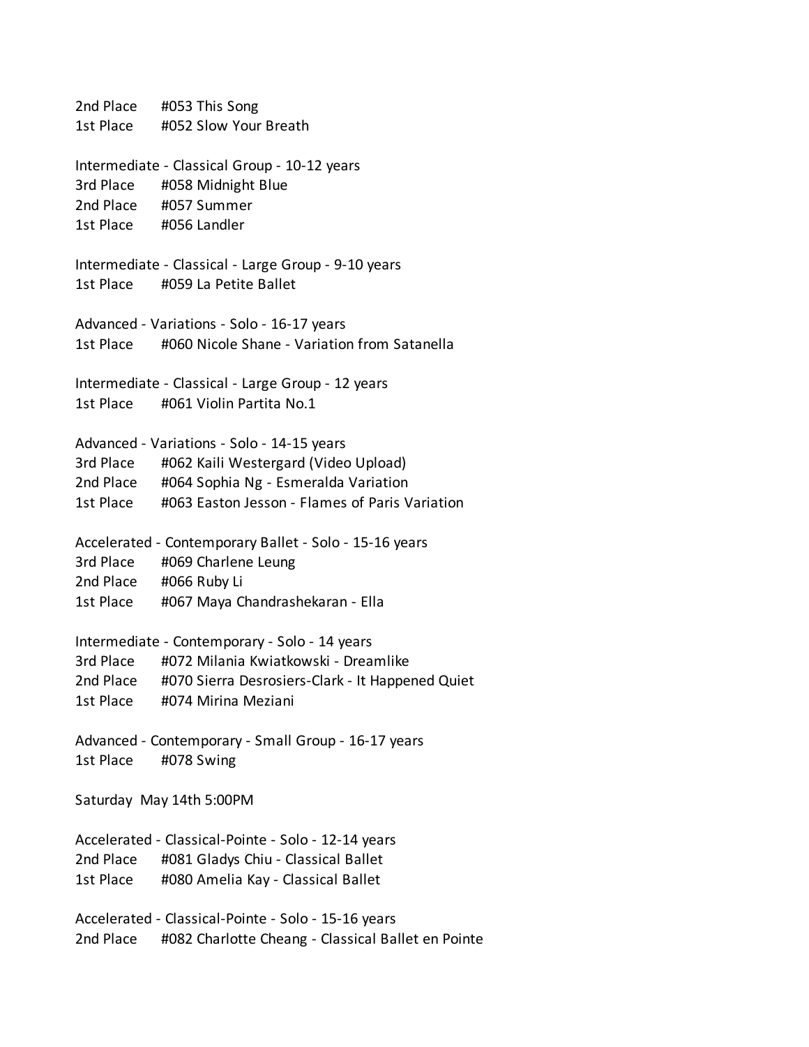2nd Place #053 This Song
1st Place #052 Slow Your Breath

Intermediate - Classical Group - 10-12 years
3rd Place #058 Midnight Blue
2nd Place #057 Summer
1st Place #056 Landler

Intermediate - Classical - Large Group - 9-10 years
1st Place #059 La Petite Ballet

Advanced - Variations - Solo - 16-17 years
1st Place #060 Nicole Shane - Variation from Satanella

Intermediate - Classical - Large Group - 12 years
1st Place #061 Violin Partita No.1

Advanced - Variations - Solo - 14-15 years
3rd Place #062 Kaili Westergard (Video Upload)
2nd Place #064 Sophia Ng - Esmeralda Variation
1st Place #063 Easton Jesson - Flames of Paris Variation

Accelerated - Contemporary Ballet - Solo - 15-16 years
3rd Place #069 Charlene Leung
2nd Place #066 Ruby Li
1st Place #067 Maya Chandrashekaran - Ella

Intermediate - Contemporary - Solo - 14 years
3rd Place #072 Milania Kwiatkowski - Dreamlike
2nd Place #070 Sierra Desrosiers-Clark - It Happened Quiet
1st Place #074 Mirina Meziani

Advanced - Contemporary - Small Group - 16-17 years
1st Place #078 Swing

Saturday May 14th 5:00PM

Accelerated - Classical-Pointe - Solo - 12-14 years
2nd Place #081 Gladys Chiu - Classical Ballet
1st Place #080 Amelia Kay - Classical Ballet

Accelerated - Classical-Pointe - Solo - 15-16 years
2nd Place #082 Charlotte Cheang - Classical Ballet en Pointe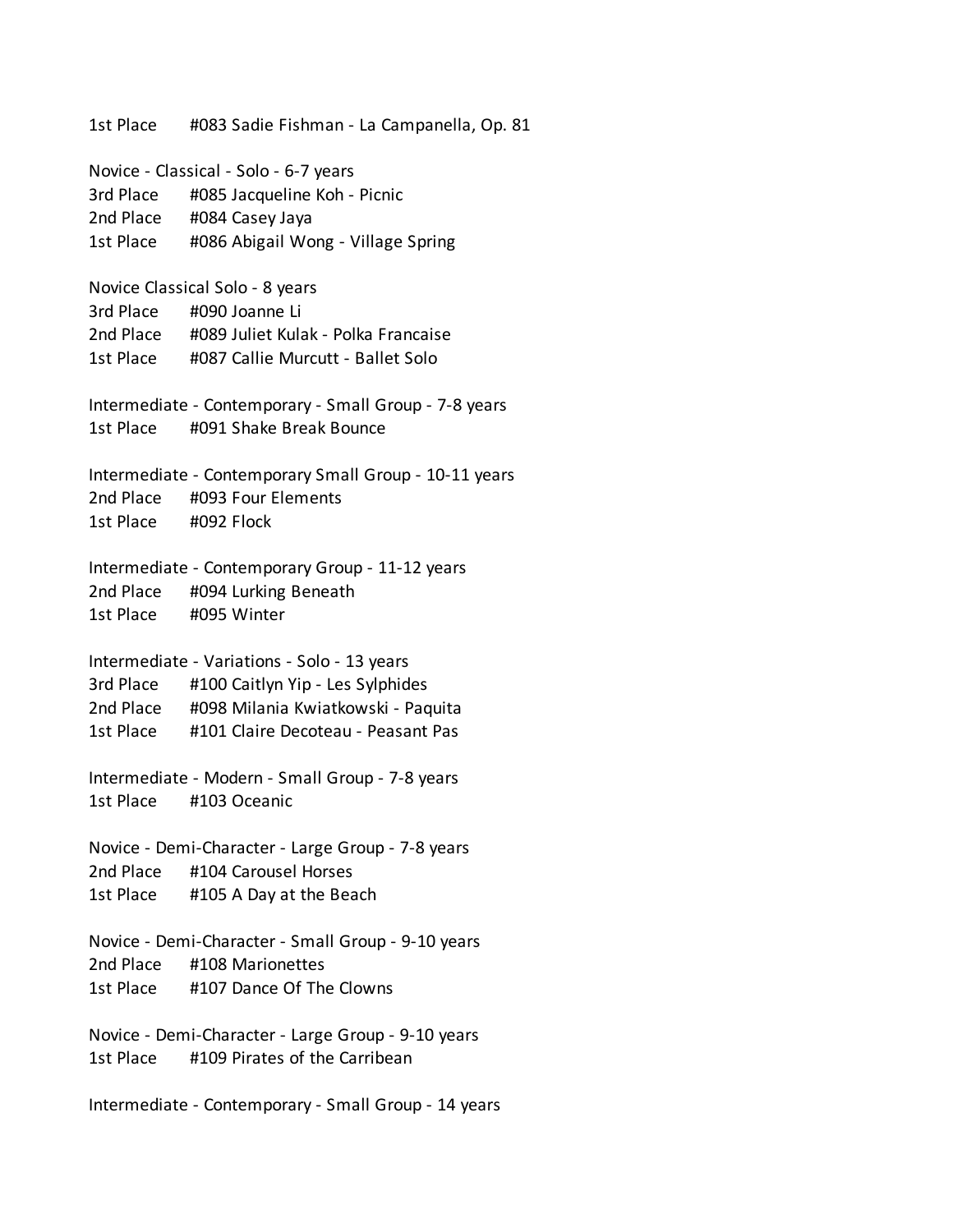1st Place #083 Sadie Fishman - La Campanella, Op. 81

Novice - Classical - Solo - 6-7 years
3rd Place #085 Jacqueline Koh - Picnic
2nd Place #084 Casey Jaya
1st Place #086 Abigail Wong - Village Spring

Novice Classical Solo - 8 years
3rd Place #090 Joanne Li
2nd Place #089 Juliet Kulak - Polka Francaise
1st Place #087 Callie Murcutt - Ballet Solo

Intermediate - Contemporary - Small Group - 7-8 years
1st Place #091 Shake Break Bounce

Intermediate - Contemporary Small Group - 10-11 years
2nd Place #093 Four Elements
1st Place #092 Flock

Intermediate - Contemporary Group - 11-12 years
2nd Place #094 Lurking Beneath
1st Place #095 Winter

Intermediate - Variations - Solo - 13 years
3rd Place #100 Caitlyn Yip - Les Sylphides
2nd Place #098 Milania Kwiatkowski - Paquita
1st Place #101 Claire Decoteau - Peasant Pas

Intermediate - Modern - Small Group - 7-8 years
1st Place #103 Oceanic

Novice - Demi-Character - Large Group - 7-8 years
2nd Place #104 Carousel Horses
1st Place #105 A Day at the Beach

Novice - Demi-Character - Small Group - 9-10 years
2nd Place #108 Marionettes
1st Place #107 Dance Of The Clowns

Novice - Demi-Character - Large Group - 9-10 years
1st Place #109 Pirates of the Carribean

Intermediate - Contemporary - Small Group - 14 years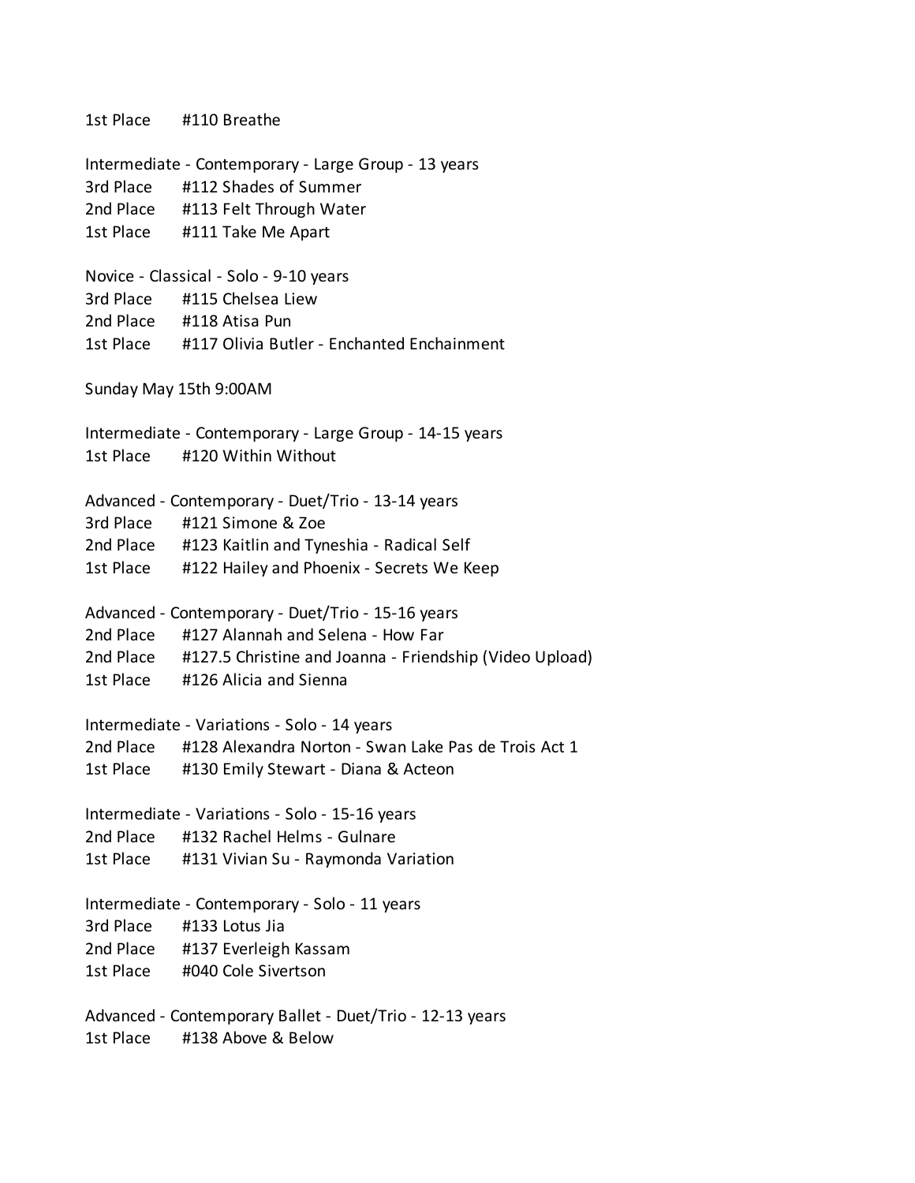1st Place #110 Breathe

Intermediate - Contemporary - Large Group - 13 years
3rd Place #112 Shades of Summer
2nd Place #113 Felt Through Water
1st Place #111 Take Me Apart

Novice - Classical - Solo - 9-10 years
3rd Place #115 Chelsea Liew
2nd Place #118 Atisa Pun
1st Place #117 Olivia Butler - Enchanted Enchainment

Sunday May 15th 9:00AM

Intermediate - Contemporary - Large Group - 14-15 years
1st Place #120 Within Without

Advanced - Contemporary - Duet/Trio - 13-14 years
3rd Place #121 Simone & Zoe
2nd Place #123 Kaitlin and Tyneshia - Radical Self
1st Place #122 Hailey and Phoenix - Secrets We Keep

Advanced - Contemporary - Duet/Trio - 15-16 years
2nd Place #127 Alannah and Selena - How Far
2nd Place #127.5 Christine and Joanna - Friendship (Video Upload)
1st Place #126 Alicia and Sienna

Intermediate - Variations - Solo - 14 years
2nd Place #128 Alexandra Norton - Swan Lake Pas de Trois Act 1
1st Place #130 Emily Stewart - Diana & Acteon

Intermediate - Variations - Solo - 15-16 years
2nd Place #132 Rachel Helms - Gulnare
1st Place #131 Vivian Su - Raymonda Variation

Intermediate - Contemporary - Solo - 11 years
3rd Place #133 Lotus Jia
2nd Place #137 Everleigh Kassam
1st Place #040 Cole Sivertson

Advanced - Contemporary Ballet - Duet/Trio - 12-13 years
1st Place #138 Above & Below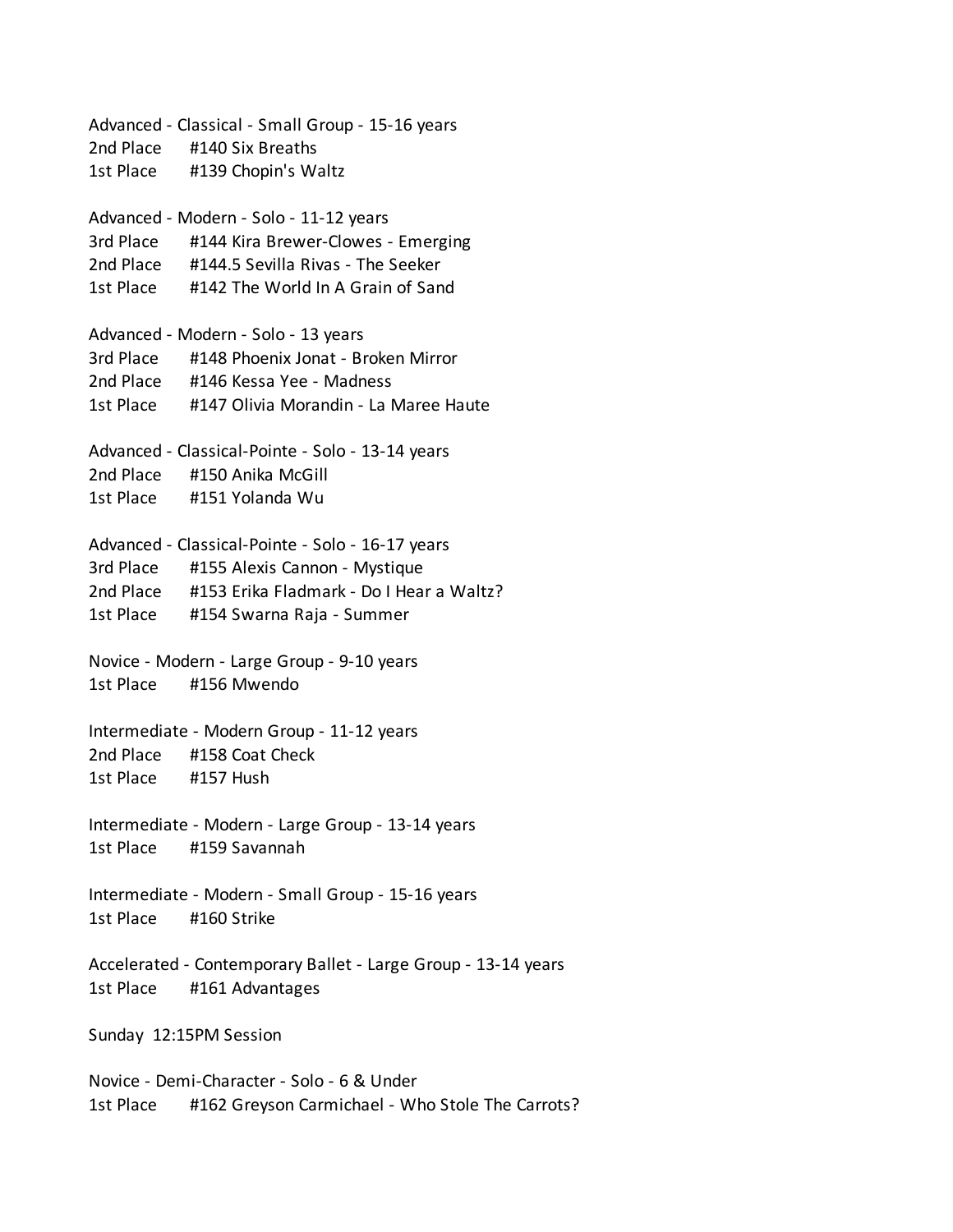Advanced - Classical - Small Group - 15-16 years
2nd Place #140 Six Breaths
1st Place #139 Chopin's Waltz

Advanced - Modern - Solo - 11-12 years
3rd Place #144 Kira Brewer-Clowes - Emerging
2nd Place #144.5 Sevilla Rivas - The Seeker
1st Place #142 The World In A Grain of Sand

Advanced - Modern - Solo - 13 years
3rd Place #148 Phoenix Jonat - Broken Mirror
2nd Place #146 Kessa Yee - Madness
1st Place #147 Olivia Morandin - La Maree Haute

Advanced - Classical-Pointe - Solo - 13-14 years
2nd Place #150 Anika McGill
1st Place #151 Yolanda Wu

Advanced - Classical-Pointe - Solo - 16-17 years
3rd Place #155 Alexis Cannon - Mystique
2nd Place #153 Erika Fladmark - Do I Hear a Waltz?
1st Place #154 Swarna Raja - Summer

Novice - Modern - Large Group - 9-10 years
1st Place #156 Mwendo

Intermediate - Modern Group - 11-12 years
2nd Place #158 Coat Check
1st Place #157 Hush

Intermediate - Modern - Large Group - 13-14 years
1st Place #159 Savannah

Intermediate - Modern - Small Group - 15-16 years
1st Place #160 Strike

Accelerated - Contemporary Ballet - Large Group - 13-14 years
1st Place #161 Advantages

Sunday 12:15PM Session

Novice - Demi-Character - Solo - 6 & Under
1st Place #162 Greyson Carmichael - Who Stole The Carrots?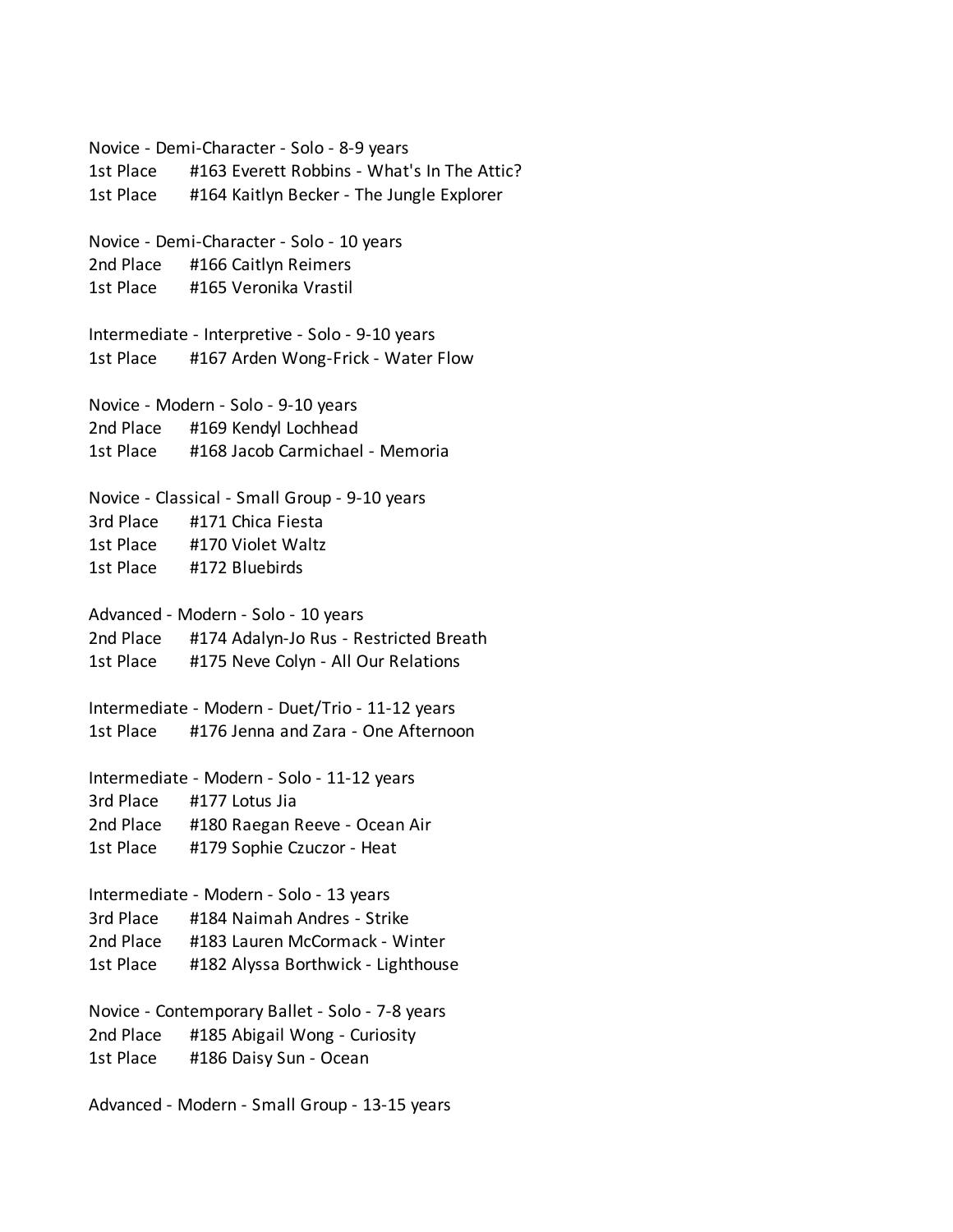Novice - Demi-Character - Solo - 8-9 years

1st Place #163 Everett Robbins - What's In The Attic?
1st Place #164 Kaitlyn Becker - The Jungle Explorer

Novice - Demi-Character - Solo - 10 years

2nd Place #166 Caitlyn Reimers
1st Place #165 Veronika Vrastil

Intermediate - Interpretive - Solo - 9-10 years

1st Place #167 Arden Wong-Frick - Water Flow

Novice - Modern - Solo - 9-10 years

2nd Place #169 Kendyl Lochhead
1st Place #168 Jacob Carmichael - Memoria

Novice - Classical - Small Group - 9-10 years

3rd Place #171 Chica Fiesta
1st Place #170 Violet Waltz
1st Place #172 Bluebirds

Advanced - Modern - Solo - 10 years

2nd Place #174 Adalyn-Jo Rus - Restricted Breath
1st Place #175 Neve Colyn - All Our Relations

Intermediate - Modern - Duet/Trio - 11-12 years

1st Place #176 Jenna and Zara - One Afternoon

Intermediate - Modern - Solo - 11-12 years

3rd Place #177 Lotus Jia
2nd Place #180 Raegan Reeve - Ocean Air
1st Place #179 Sophie Czuczor - Heat

Intermediate - Modern - Solo - 13 years

3rd Place #184 Naimah Andres - Strike
2nd Place #183 Lauren McCormack - Winter
1st Place #182 Alyssa Borthwick - Lighthouse

Novice - Contemporary Ballet - Solo - 7-8 years

2nd Place #185 Abigail Wong - Curiosity
1st Place #186 Daisy Sun - Ocean

Advanced - Modern - Small Group - 13-15 years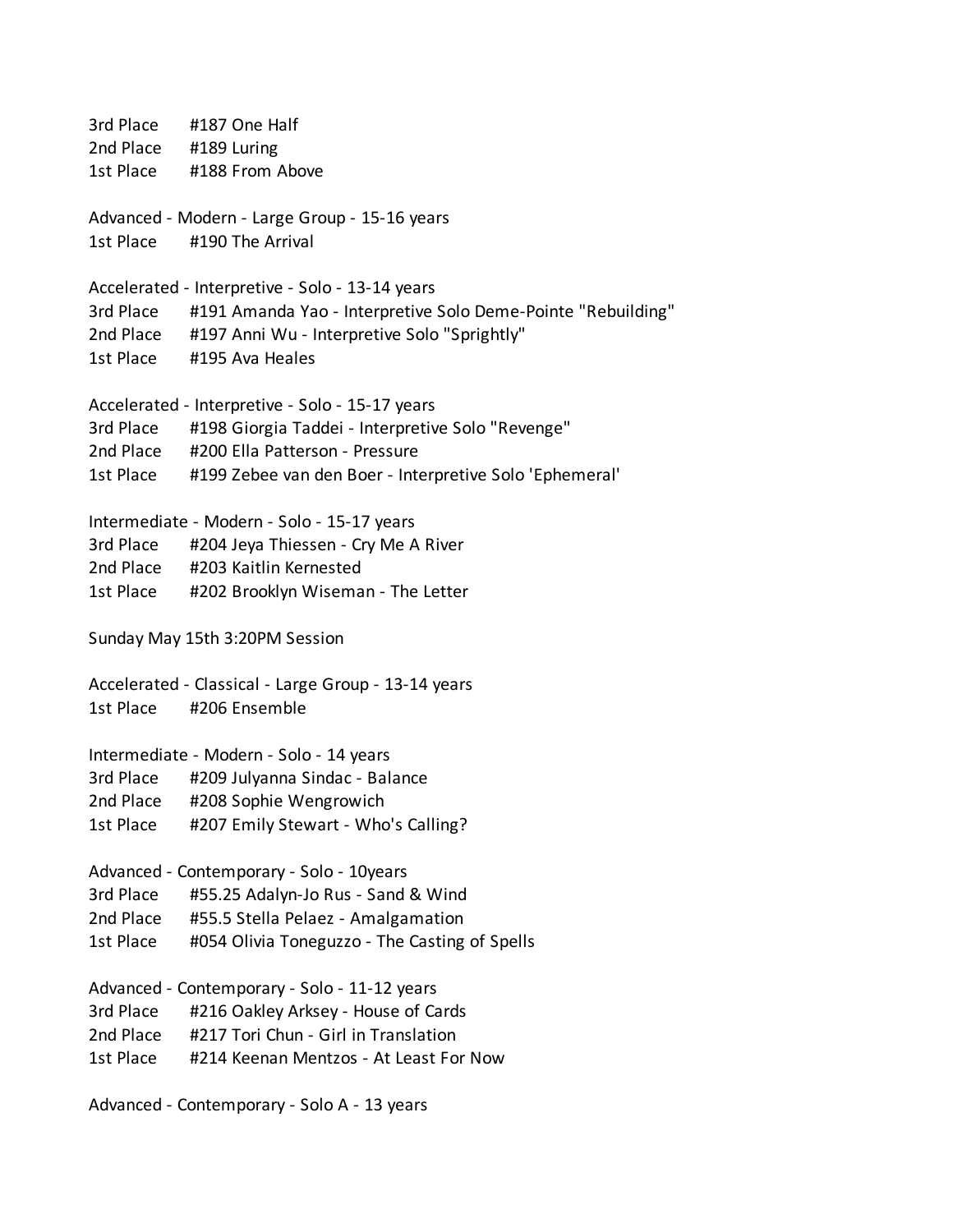3rd Place #187 One Half
2nd Place #189 Luring
1st Place #188 From Above

Advanced - Modern - Large Group - 15-16 years
1st Place #190 The Arrival

Accelerated - Interpretive - Solo - 13-14 years
3rd Place #191 Amanda Yao - Interpretive Solo Deme-Pointe "Rebuilding"
2nd Place #197 Anni Wu - Interpretive Solo "Sprightly"
1st Place #195 Ava Heales

Accelerated - Interpretive - Solo - 15-17 years
3rd Place #198 Giorgia Taddei - Interpretive Solo "Revenge"
2nd Place #200 Ella Patterson - Pressure
1st Place #199 Zebee van den Boer - Interpretive Solo 'Ephemeral'

Intermediate - Modern - Solo - 15-17 years
3rd Place #204 Jeya Thiessen - Cry Me A River
2nd Place #203 Kaitlin Kernested
1st Place #202 Brooklyn Wiseman - The Letter

Sunday May 15th 3:20PM Session

Accelerated - Classical - Large Group - 13-14 years
1st Place #206 Ensemble

Intermediate - Modern - Solo - 14 years
3rd Place #209 Julyanna Sindac - Balance
2nd Place #208 Sophie Wengrowich
1st Place #207 Emily Stewart - Who's Calling?

Advanced - Contemporary - Solo - 10years
3rd Place #55.25 Adalyn-Jo Rus - Sand & Wind
2nd Place #55.5 Stella Pelaez - Amalgamation
1st Place #054 Olivia Toneguzzo - The Casting of Spells

Advanced - Contemporary - Solo - 11-12 years
3rd Place #216 Oakley Arksey - House of Cards
2nd Place #217 Tori Chun - Girl in Translation
1st Place #214 Keenan Mentzos - At Least For Now

Advanced - Contemporary - Solo A - 13 years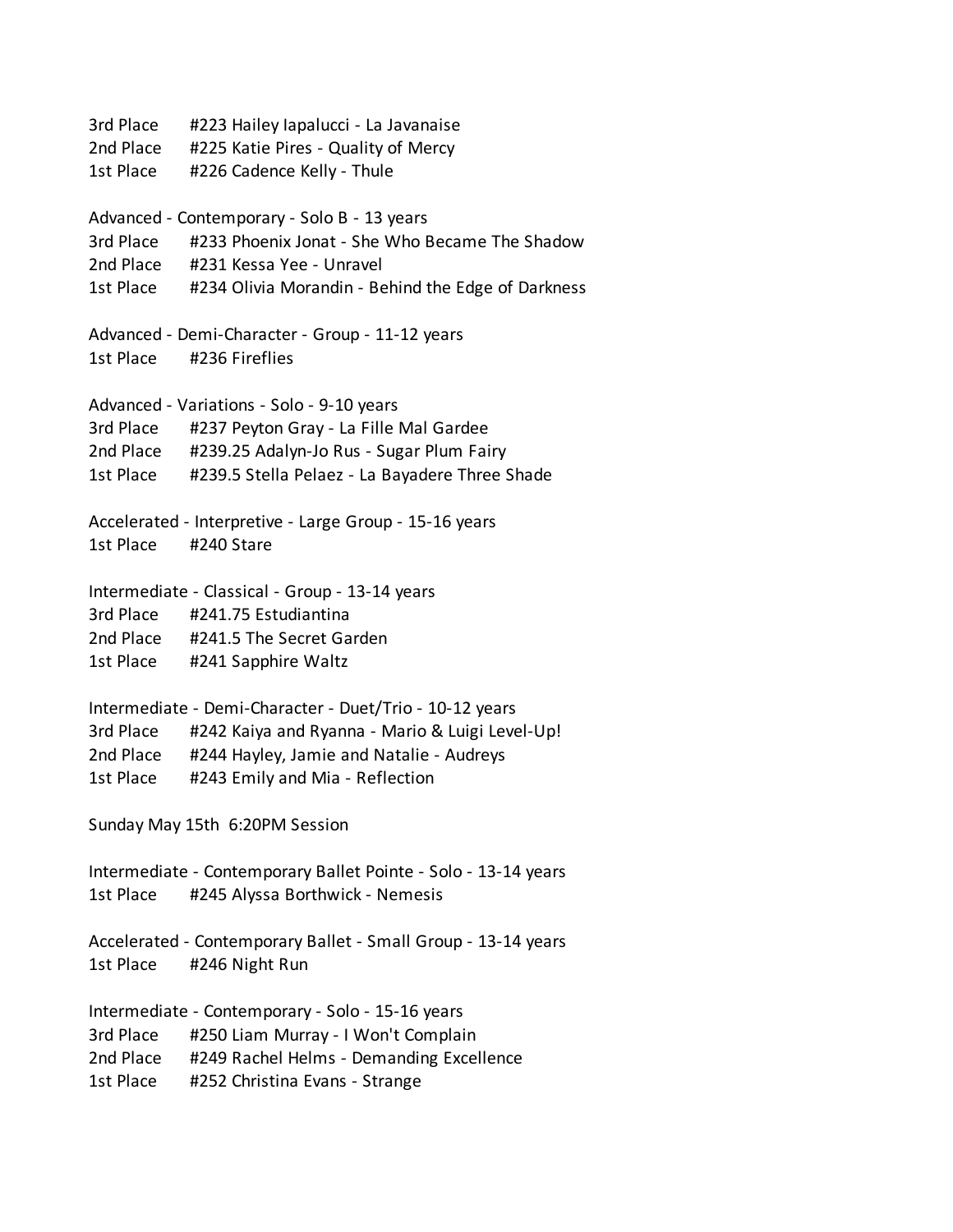3rd Place #223 Hailey Iapalucci - La Javanaise
2nd Place #225 Katie Pires - Quality of Mercy
1st Place #226 Cadence Kelly - Thule

Advanced - Contemporary - Solo B - 13 years
3rd Place #233 Phoenix Jonat - She Who Became The Shadow
2nd Place #231 Kessa Yee - Unravel
1st Place #234 Olivia Morandin - Behind the Edge of Darkness

Advanced - Demi-Character - Group - 11-12 years
1st Place #236 Fireflies

Advanced - Variations - Solo - 9-10 years
3rd Place #237 Peyton Gray - La Fille Mal Gardee
2nd Place #239.25 Adalyn-Jo Rus - Sugar Plum Fairy
1st Place #239.5 Stella Pelaez - La Bayadere Three Shade

Accelerated - Interpretive - Large Group - 15-16 years
1st Place #240 Stare

Intermediate - Classical - Group - 13-14 years
3rd Place #241.75 Estudiantina
2nd Place #241.5 The Secret Garden
1st Place #241 Sapphire Waltz

Intermediate - Demi-Character - Duet/Trio - 10-12 years
3rd Place #242 Kaiya and Ryanna - Mario & Luigi Level-Up!
2nd Place #244 Hayley, Jamie and Natalie - Audreys
1st Place #243 Emily and Mia - Reflection

Sunday May 15th 6:20PM Session

Intermediate - Contemporary Ballet Pointe - Solo - 13-14 years
1st Place #245 Alyssa Borthwick - Nemesis

Accelerated - Contemporary Ballet - Small Group - 13-14 years
1st Place #246 Night Run

Intermediate - Contemporary - Solo - 15-16 years
3rd Place #250 Liam Murray - I Won't Complain
2nd Place #249 Rachel Helms - Demanding Excellence
1st Place #252 Christina Evans - Strange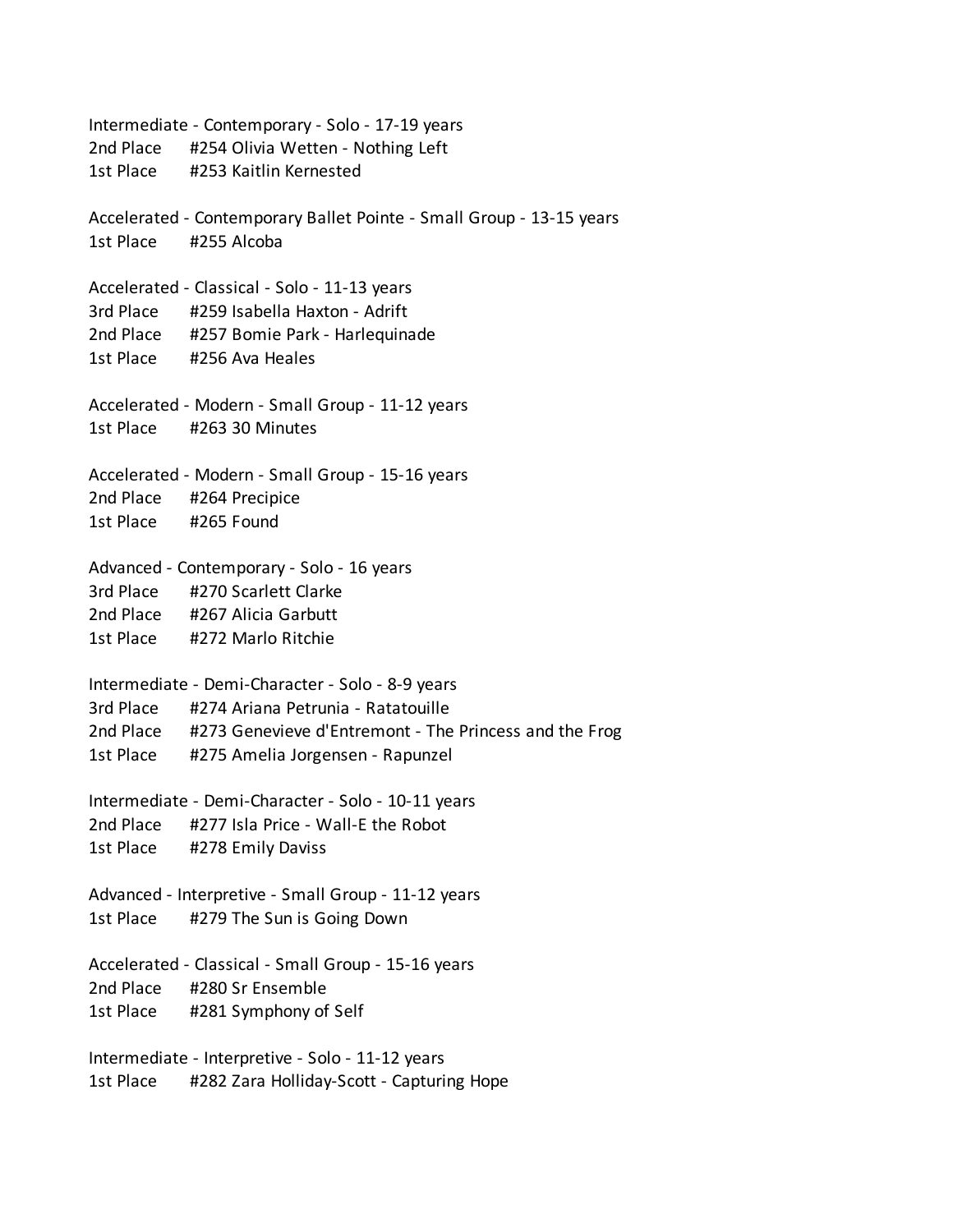Intermediate - Contemporary - Solo - 17-19 years
2nd Place #254 Olivia Wetten - Nothing Left
1st Place #253 Kaitlin Kernested

Accelerated - Contemporary Ballet Pointe - Small Group - 13-15 years
1st Place #255 Alcoba

Accelerated - Classical - Solo - 11-13 years
3rd Place #259 Isabella Haxton - Adrift
2nd Place #257 Bomie Park - Harlequinade
1st Place #256 Ava Heales

Accelerated - Modern - Small Group - 11-12 years
1st Place #263 30 Minutes

Accelerated - Modern - Small Group - 15-16 years
2nd Place #264 Precipice
1st Place #265 Found

Advanced - Contemporary - Solo - 16 years
3rd Place #270 Scarlett Clarke
2nd Place #267 Alicia Garbutt
1st Place #272 Marlo Ritchie

Intermediate - Demi-Character - Solo - 8-9 years
3rd Place #274 Ariana Petrunia - Ratatouille
2nd Place #273 Genevieve d'Entremont - The Princess and the Frog
1st Place #275 Amelia Jorgensen - Rapunzel

Intermediate - Demi-Character - Solo - 10-11 years
2nd Place #277 Isla Price - Wall-E the Robot
1st Place #278 Emily Daviss

Advanced - Interpretive - Small Group - 11-12 years
1st Place #279 The Sun is Going Down

Accelerated - Classical - Small Group - 15-16 years
2nd Place #280 Sr Ensemble
1st Place #281 Symphony of Self

Intermediate - Interpretive - Solo - 11-12 years
1st Place #282 Zara Holliday-Scott - Capturing Hope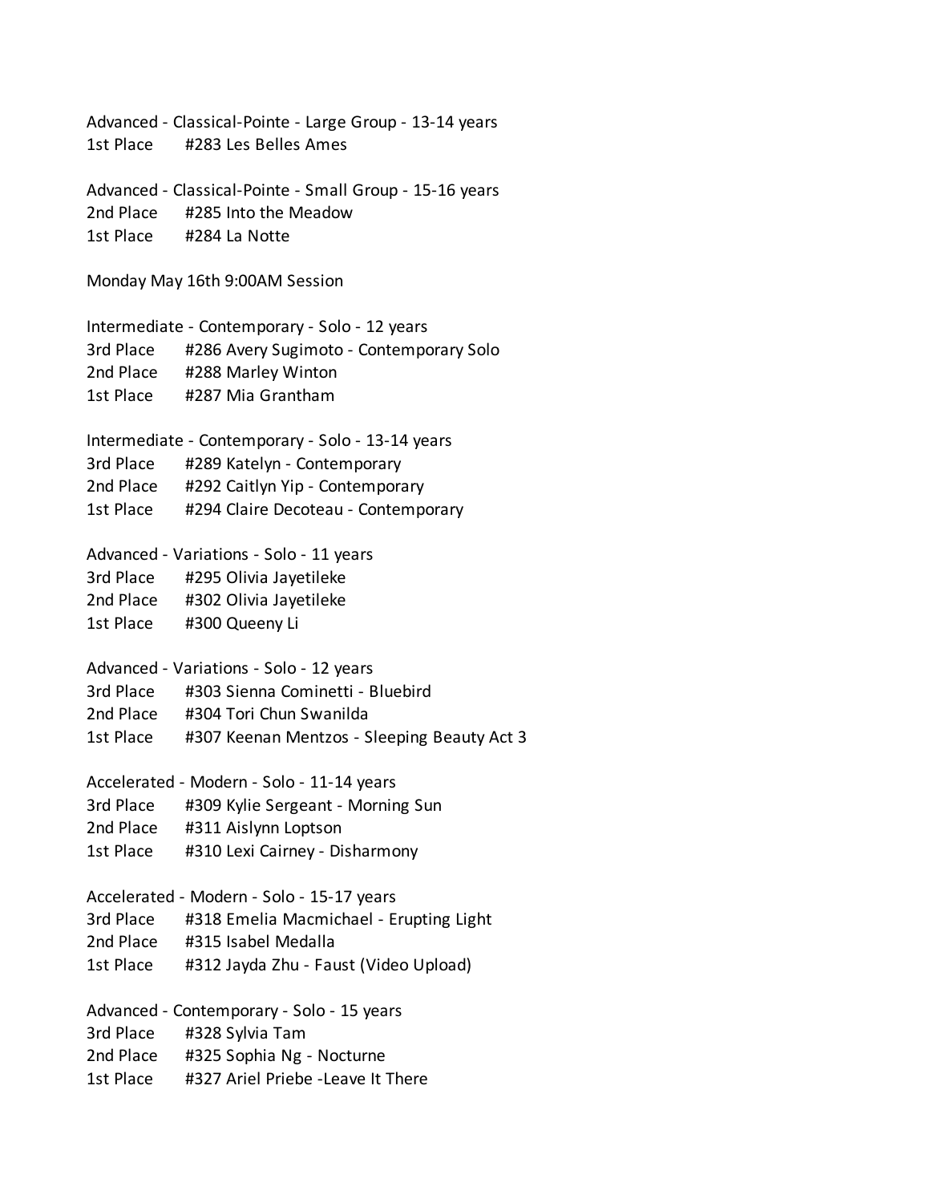Advanced - Classical-Pointe - Large Group - 13-14 years
1st Place #283 Les Belles Ames

Advanced - Classical-Pointe - Small Group - 15-16 years
2nd Place #285 Into the Meadow
1st Place #284 La Notte

Monday May 16th 9:00AM Session

Intermediate - Contemporary - Solo - 12 years
3rd Place #286 Avery Sugimoto - Contemporary Solo
2nd Place #288 Marley Winton
1st Place #287 Mia Grantham

Intermediate - Contemporary - Solo - 13-14 years
3rd Place #289 Katelyn - Contemporary
2nd Place #292 Caitlyn Yip - Contemporary
1st Place #294 Claire Decoteau - Contemporary

Advanced - Variations - Solo - 11 years
3rd Place #295 Olivia Jayetileke
2nd Place #302 Olivia Jayetileke
1st Place #300 Queeny Li

Advanced - Variations - Solo - 12 years
3rd Place #303 Sienna Cominetti - Bluebird
2nd Place #304 Tori Chun Swanilda
1st Place #307 Keenan Mentzos - Sleeping Beauty Act 3

Accelerated - Modern - Solo - 11-14 years
3rd Place #309 Kylie Sergeant - Morning Sun
2nd Place #311 Aislynn Loptson
1st Place #310 Lexi Cairney - Disharmony

Accelerated - Modern - Solo - 15-17 years
3rd Place #318 Emelia Macmichael - Erupting Light
2nd Place #315 Isabel Medalla
1st Place #312 Jayda Zhu - Faust (Video Upload)

Advanced - Contemporary - Solo - 15 years
3rd Place #328 Sylvia Tam
2nd Place #325 Sophia Ng - Nocturne
1st Place #327 Ariel Priebe -Leave It There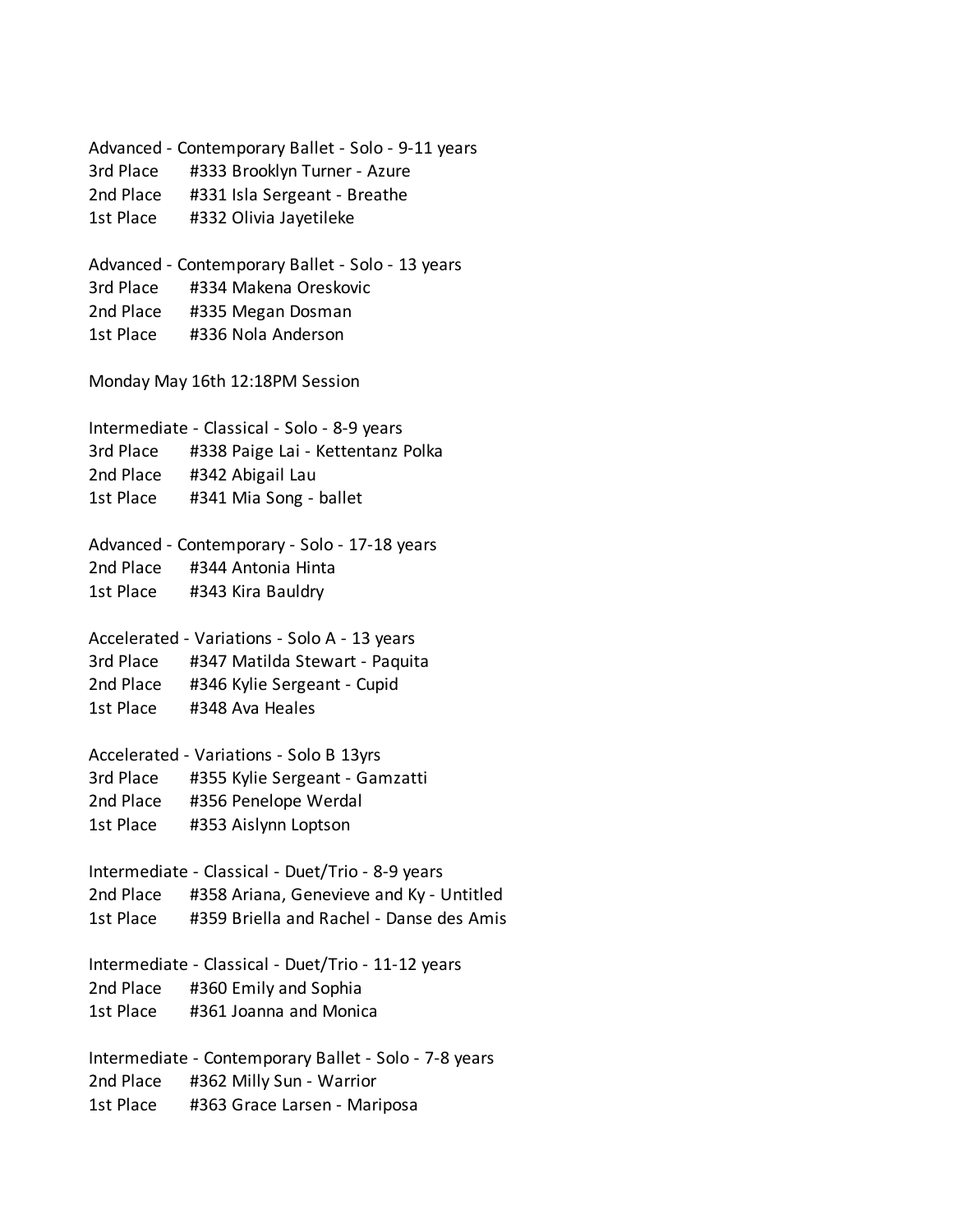Advanced - Contemporary Ballet - Solo - 9-11 years
3rd Place #333 Brooklyn Turner - Azure
2nd Place #331 Isla Sergeant - Breathe
1st Place #332 Olivia Jayetileke

Advanced - Contemporary Ballet - Solo - 13 years
3rd Place #334 Makena Oreskovic
2nd Place #335 Megan Dosman
1st Place #336 Nola Anderson

Monday May 16th 12:18PM Session

Intermediate - Classical - Solo - 8-9 years
3rd Place #338 Paige Lai - Kettentanz Polka
2nd Place #342 Abigail Lau
1st Place #341 Mia Song - ballet

Advanced - Contemporary - Solo - 17-18 years
2nd Place #344 Antonia Hinta
1st Place #343 Kira Bauldry

Accelerated - Variations - Solo A - 13 years
3rd Place #347 Matilda Stewart - Paquita
2nd Place #346 Kylie Sergeant - Cupid
1st Place #348 Ava Heales

Accelerated - Variations - Solo B 13yrs
3rd Place #355 Kylie Sergeant - Gamzatti
2nd Place #356 Penelope Werdal
1st Place #353 Aislynn Loptson

Intermediate - Classical - Duet/Trio - 8-9 years
2nd Place #358 Ariana, Genevieve and Ky - Untitled
1st Place #359 Briella and Rachel - Danse des Amis

Intermediate - Classical - Duet/Trio - 11-12 years
2nd Place #360 Emily and Sophia
1st Place #361 Joanna and Monica

Intermediate - Contemporary Ballet - Solo - 7-8 years
2nd Place #362 Milly Sun - Warrior
1st Place #363 Grace Larsen - Mariposa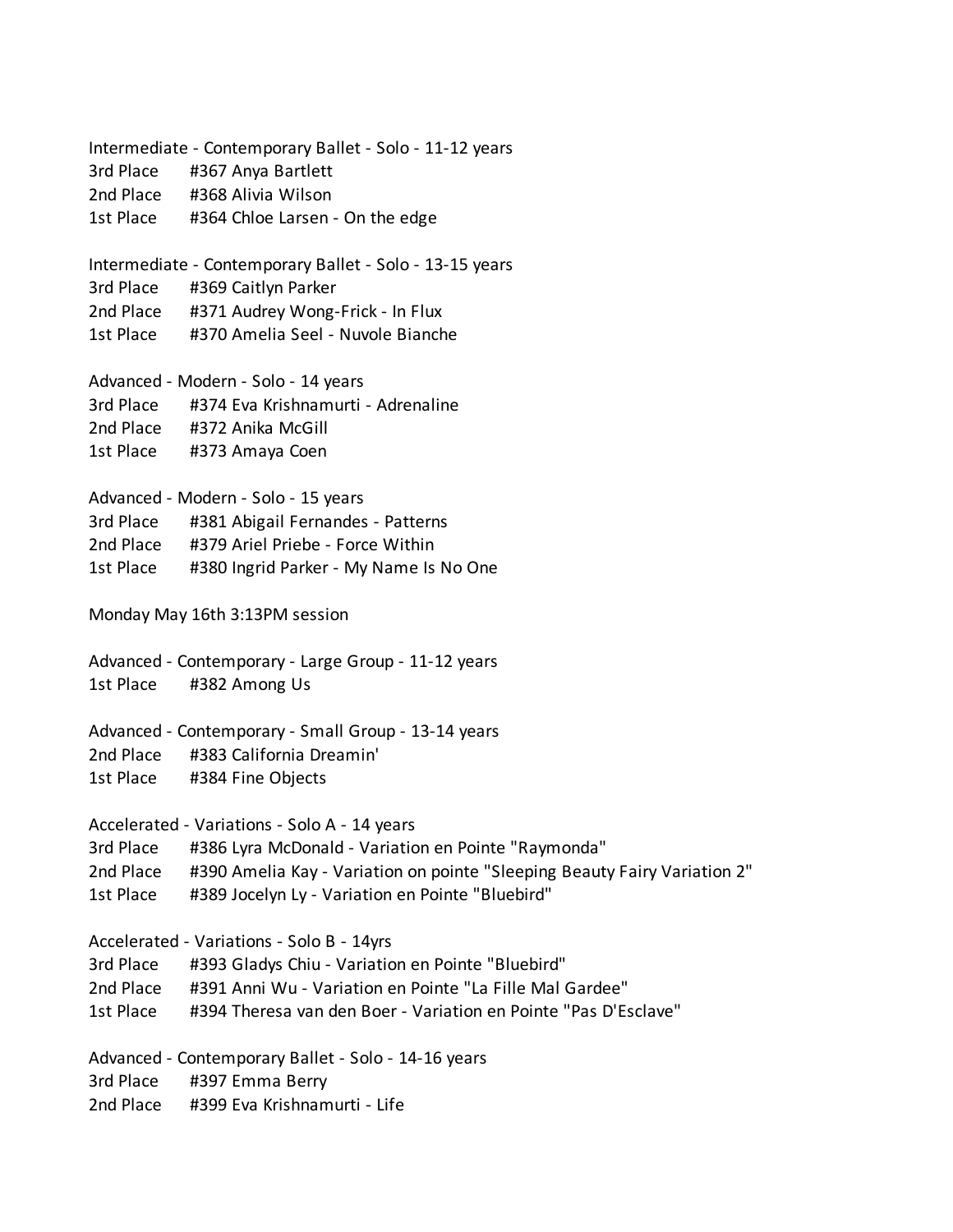Intermediate - Contemporary Ballet - Solo - 11-12 years

3rd Place #367 Anya Bartlett
2nd Place #368 Alivia Wilson
1st Place #364 Chloe Larsen - On the edge

Intermediate - Contemporary Ballet - Solo - 13-15 years

3rd Place #369 Caitlyn Parker
2nd Place #371 Audrey Wong-Frick - In Flux
1st Place #370 Amelia Seel - Nuvole Bianche

Advanced - Modern - Solo - 14 years

3rd Place #374 Eva Krishnamurti - Adrenaline
2nd Place #372 Anika McGill
1st Place #373 Amaya Coen

Advanced - Modern - Solo - 15 years

3rd Place #381 Abigail Fernandes - Patterns
2nd Place #379 Ariel Priebe - Force Within
1st Place #380 Ingrid Parker - My Name Is No One

Monday May 16th 3:13PM session

Advanced - Contemporary - Large Group - 11-12 years

1st Place #382 Among Us

Advanced - Contemporary - Small Group - 13-14 years

2nd Place #383 California Dreamin'
1st Place #384 Fine Objects

Accelerated - Variations - Solo A - 14 years

3rd Place #386 Lyra McDonald - Variation en Pointe "Raymonda"
2nd Place #390 Amelia Kay - Variation on pointe "Sleeping Beauty Fairy Variation 2"
1st Place #389 Jocelyn Ly - Variation en Pointe "Bluebird"

Accelerated - Variations - Solo B - 14yrs

3rd Place #393 Gladys Chiu - Variation en Pointe "Bluebird"
2nd Place #391 Anni Wu - Variation en Pointe "La Fille Mal Gardee"
1st Place #394 Theresa van den Boer - Variation en Pointe "Pas D'Esclave"

Advanced - Contemporary Ballet - Solo - 14-16 years

3rd Place #397 Emma Berry
2nd Place #399 Eva Krishnamurti - Life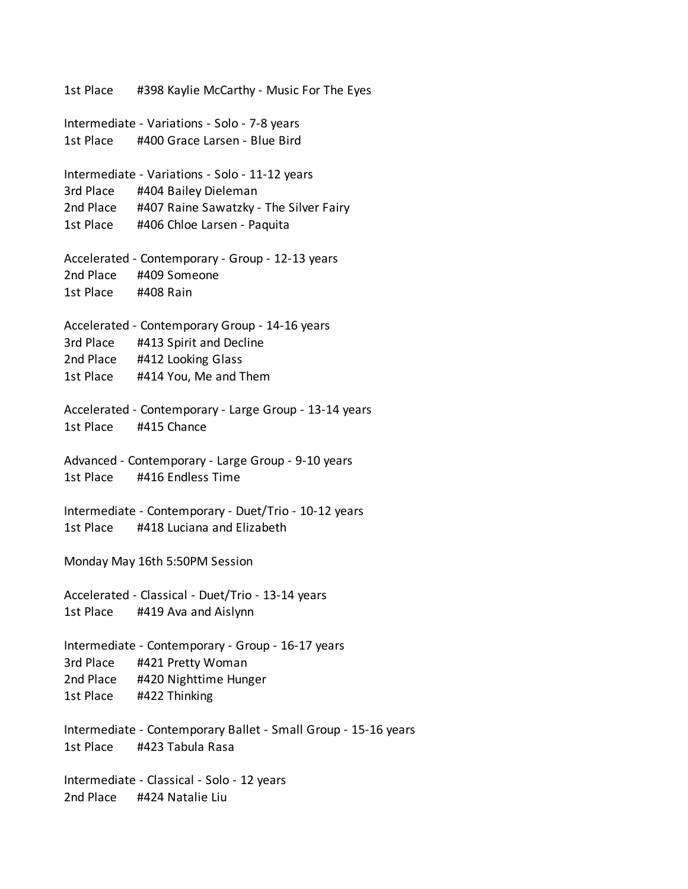1st Place #398 Kaylie McCarthy - Music For The Eyes

Intermediate - Variations - Solo - 7-8 years
1st Place #400 Grace Larsen - Blue Bird

Intermediate - Variations - Solo - 11-12 years
3rd Place #404 Bailey Dieleman
2nd Place #407 Raine Sawatzky - The Silver Fairy
1st Place #406 Chloe Larsen - Paquita

Accelerated - Contemporary - Group - 12-13 years
2nd Place #409 Someone
1st Place #408 Rain

Accelerated - Contemporary Group - 14-16 years
3rd Place #413 Spirit and Decline
2nd Place #412 Looking Glass
1st Place #414 You, Me and Them

Accelerated - Contemporary - Large Group - 13-14 years
1st Place #415 Chance

Advanced - Contemporary - Large Group - 9-10 years
1st Place #416 Endless Time

Intermediate - Contemporary - Duet/Trio - 10-12 years
1st Place #418 Luciana and Elizabeth

Monday May 16th 5:50PM Session

Accelerated - Classical - Duet/Trio - 13-14 years
1st Place #419 Ava and Aislynn

Intermediate - Contemporary - Group - 16-17 years
3rd Place #421 Pretty Woman
2nd Place #420 Nighttime Hunger
1st Place #422 Thinking

Intermediate - Contemporary Ballet - Small Group - 15-16 years
1st Place #423 Tabula Rasa

Intermediate - Classical - Solo - 12 years
2nd Place #424 Natalie Liu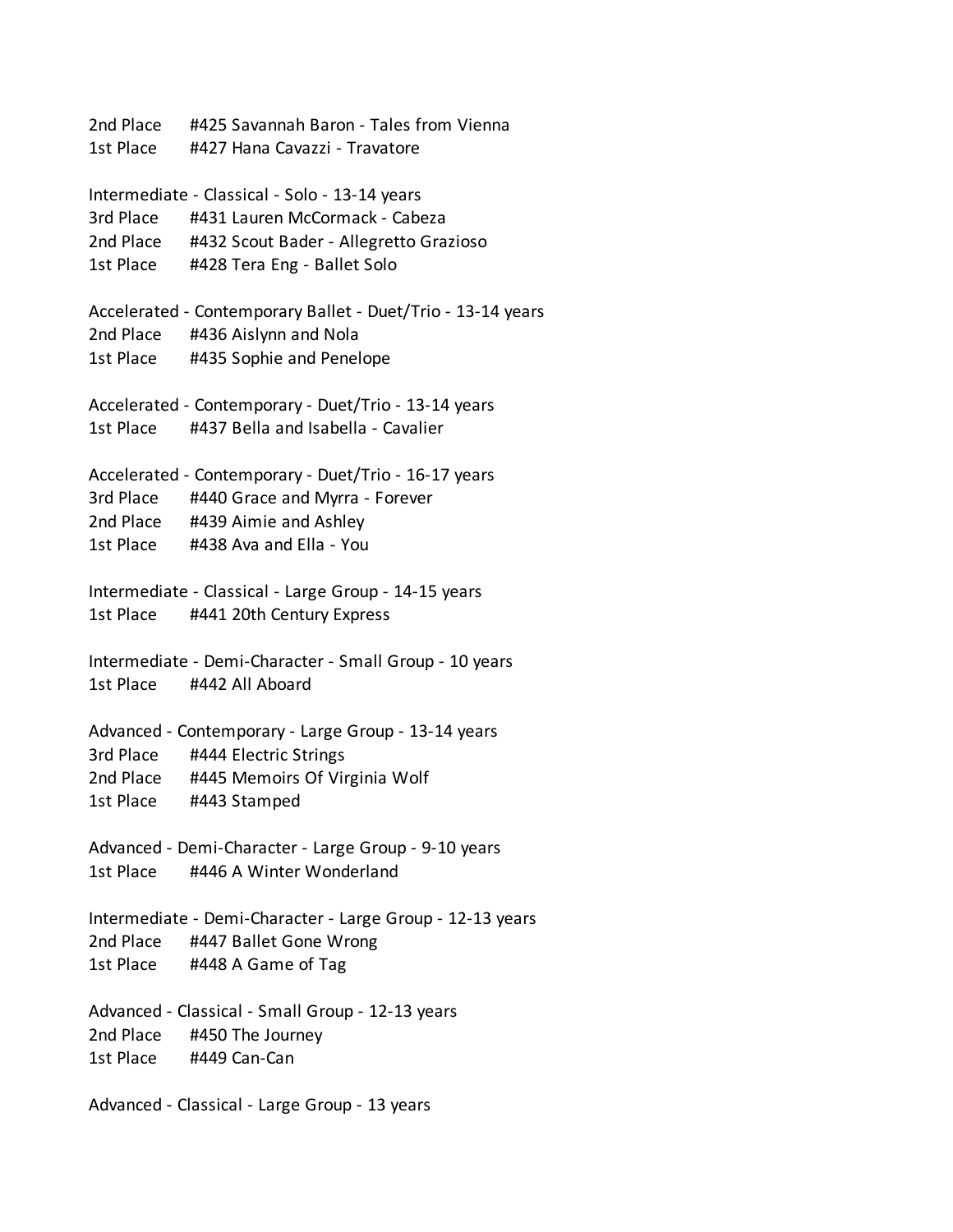2nd Place #425 Savannah Baron - Tales from Vienna
1st Place #427 Hana Cavazzi - Travatore

Intermediate - Classical - Solo - 13-14 years
3rd Place #431 Lauren McCormack - Cabeza
2nd Place #432 Scout Bader - Allegretto Grazioso
1st Place #428 Tera Eng - Ballet Solo

Accelerated - Contemporary Ballet - Duet/Trio - 13-14 years
2nd Place #436 Aislynn and Nola
1st Place #435 Sophie and Penelope

Accelerated - Contemporary - Duet/Trio - 13-14 years
1st Place #437 Bella and Isabella - Cavalier

Accelerated - Contemporary - Duet/Trio - 16-17 years
3rd Place #440 Grace and Myrra - Forever
2nd Place #439 Aimie and Ashley
1st Place #438 Ava and Ella - You

Intermediate - Classical - Large Group - 14-15 years
1st Place #441 20th Century Express

Intermediate - Demi-Character - Small Group - 10 years
1st Place #442 All Aboard

Advanced - Contemporary - Large Group - 13-14 years
3rd Place #444 Electric Strings
2nd Place #445 Memoirs Of Virginia Wolf
1st Place #443 Stamped

Advanced - Demi-Character - Large Group - 9-10 years
1st Place #446 A Winter Wonderland

Intermediate - Demi-Character - Large Group - 12-13 years
2nd Place #447 Ballet Gone Wrong
1st Place #448 A Game of Tag

Advanced - Classical - Small Group - 12-13 years
2nd Place #450 The Journey
1st Place #449 Can-Can

Advanced - Classical - Large Group - 13 years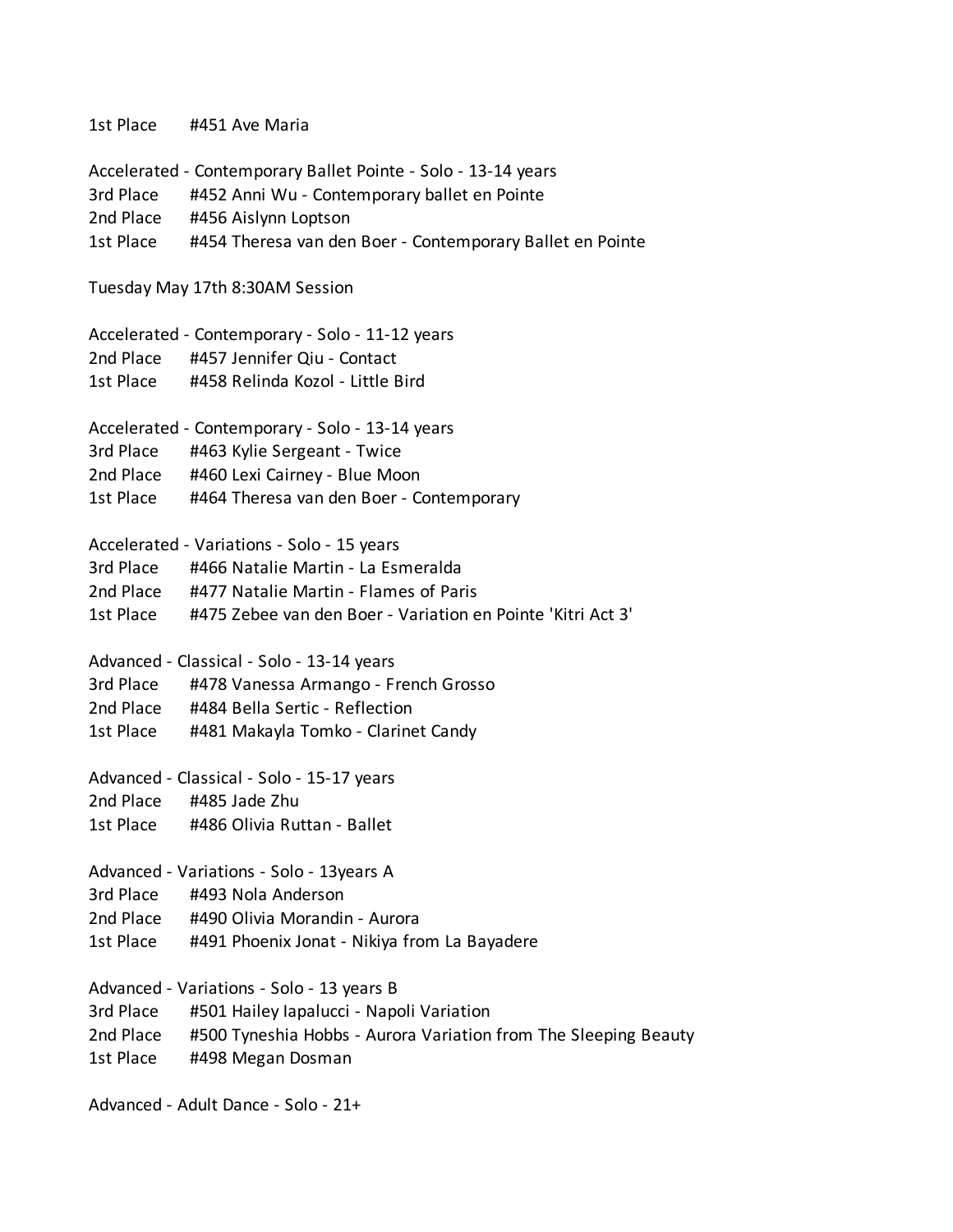1st Place #451 Ave Maria

Accelerated - Contemporary Ballet Pointe - Solo - 13-14 years
3rd Place #452 Anni Wu - Contemporary ballet en Pointe
2nd Place #456 Aislynn Loptson
1st Place #454 Theresa van den Boer - Contemporary Ballet en Pointe

Tuesday May 17th 8:30AM Session

Accelerated - Contemporary - Solo - 11-12 years
2nd Place #457 Jennifer Qiu - Contact
1st Place #458 Relinda Kozol - Little Bird

Accelerated - Contemporary - Solo - 13-14 years
3rd Place #463 Kylie Sergeant - Twice
2nd Place #460 Lexi Cairney - Blue Moon
1st Place #464 Theresa van den Boer - Contemporary

Accelerated - Variations - Solo - 15 years
3rd Place #466 Natalie Martin - La Esmeralda
2nd Place #477 Natalie Martin - Flames of Paris
1st Place #475 Zebee van den Boer - Variation en Pointe 'Kitri Act 3'

Advanced - Classical - Solo - 13-14 years
3rd Place #478 Vanessa Armango - French Grosso
2nd Place #484 Bella Sertic - Reflection
1st Place #481 Makayla Tomko - Clarinet Candy

Advanced - Classical - Solo - 15-17 years
2nd Place #485 Jade Zhu
1st Place #486 Olivia Ruttan - Ballet

Advanced - Variations - Solo - 13years A
3rd Place #493 Nola Anderson
2nd Place #490 Olivia Morandin - Aurora
1st Place #491 Phoenix Jonat - Nikiya from La Bayadere

Advanced - Variations - Solo - 13 years B
3rd Place #501 Hailey Iapalucci - Napoli Variation
2nd Place #500 Tyneshia Hobbs - Aurora Variation from The Sleeping Beauty
1st Place #498 Megan Dosman

Advanced - Adult Dance - Solo - 21+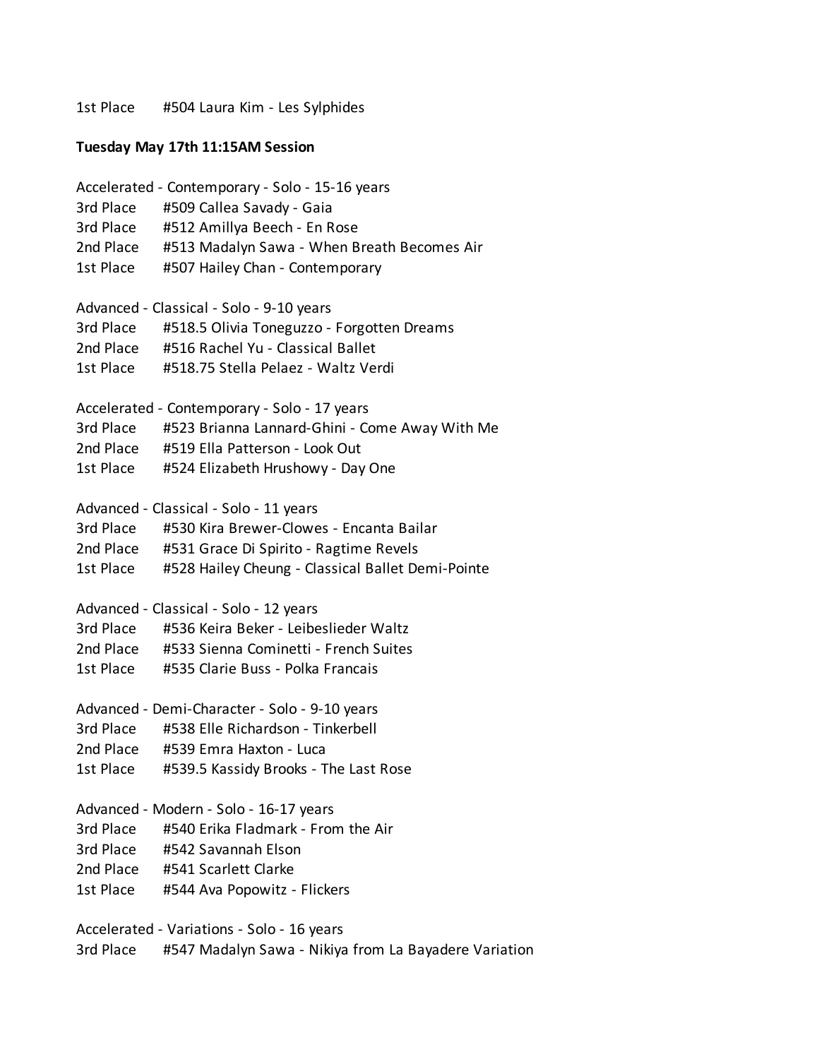1st Place #504 Laura Kim - Les Sylphides

**Tuesday May 17th 11:15AM Session**

Accelerated - Contemporary - Solo - 15-16 years
3rd Place #509 Callea Savady - Gaia
3rd Place #512 Amillya Beech - En Rose
2nd Place #513 Madalyn Sawa - When Breath Becomes Air
1st Place #507 Hailey Chan - Contemporary

Advanced - Classical - Solo - 9-10 years
3rd Place #518.5 Olivia Toneguzzo - Forgotten Dreams
2nd Place #516 Rachel Yu - Classical Ballet
1st Place #518.75 Stella Pelaez - Waltz Verdi

Accelerated - Contemporary - Solo - 17 years
3rd Place #523 Brianna Lannard-Ghini - Come Away With Me
2nd Place #519 Ella Patterson - Look Out
1st Place #524 Elizabeth Hrushowy - Day One

Advanced - Classical - Solo - 11 years
3rd Place #530 Kira Brewer-Clowes - Encanta Bailar
2nd Place #531 Grace Di Spirito - Ragtime Revels
1st Place #528 Hailey Cheung - Classical Ballet Demi-Pointe

Advanced - Classical - Solo - 12 years
3rd Place #536 Keira Beker - Leibeslieder Waltz
2nd Place #533 Sienna Cominetti - French Suites
1st Place #535 Clarie Buss - Polka Francais

Advanced - Demi-Character - Solo - 9-10 years
3rd Place #538 Elle Richardson - Tinkerbell
2nd Place #539 Emra Haxton - Luca
1st Place #539.5 Kassidy Brooks - The Last Rose

Advanced - Modern - Solo - 16-17 years
3rd Place #540 Erika Fladmark - From the Air
3rd Place #542 Savannah Elson
2nd Place #541 Scarlett Clarke
1st Place #544 Ava Popowitz - Flickers

Accelerated - Variations - Solo - 16 years
3rd Place #547 Madalyn Sawa - Nikiya from La Bayadere Variation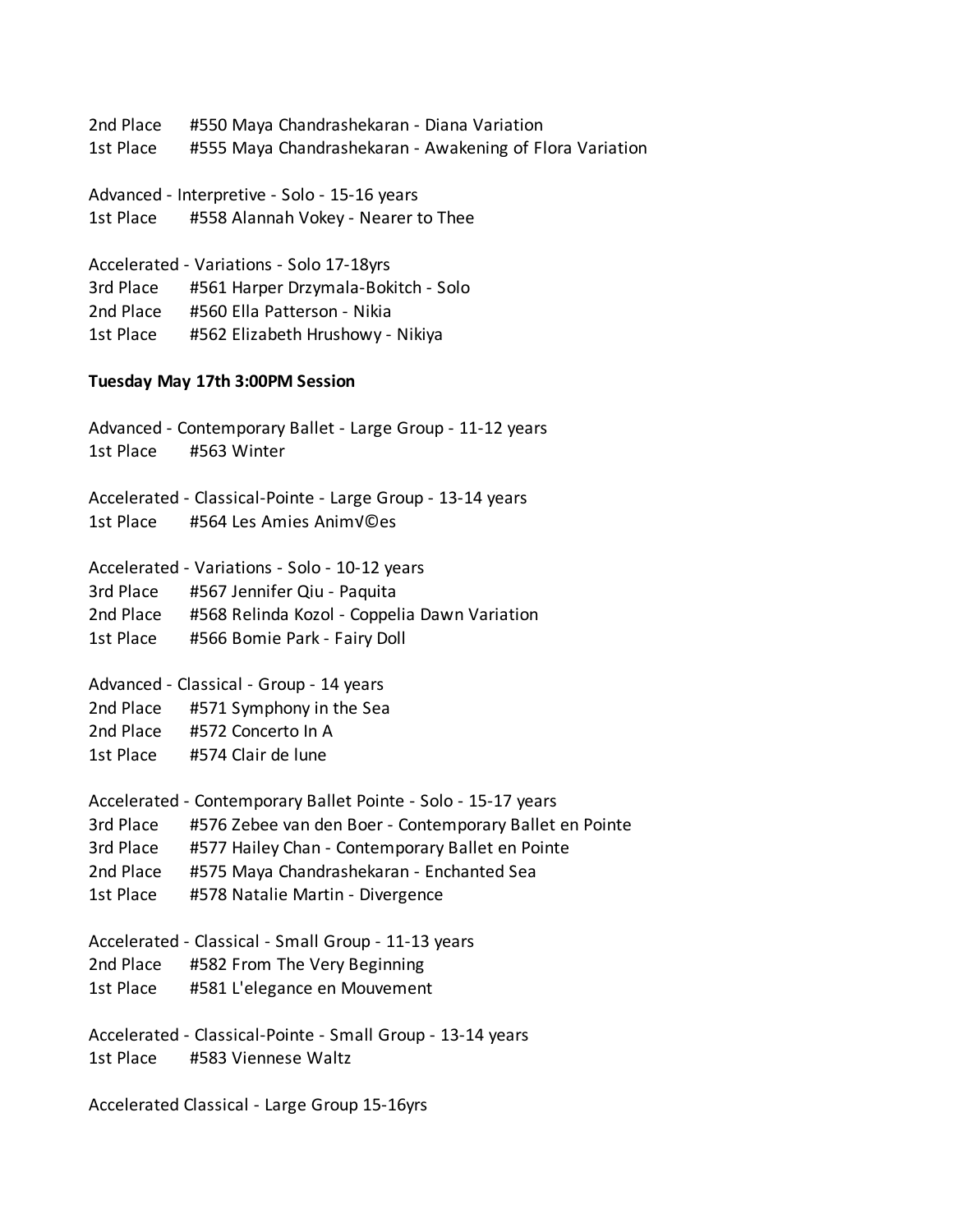2nd Place #550 Maya Chandrashekaran - Diana Variation
1st Place #555 Maya Chandrashekaran - Awakening of Flora Variation

Advanced - Interpretive - Solo - 15-16 years
1st Place #558 Alannah Vokey - Nearer to Thee

Accelerated - Variations - Solo 17-18yrs
3rd Place #561 Harper Drzymala-Bokitch - Solo
2nd Place #560 Ella Patterson - Nikia
1st Place #562 Elizabeth Hrushowy - Nikiya

**Tuesday May 17th 3:00PM Session**

Advanced - Contemporary Ballet - Large Group - 11-12 years
1st Place #563 Winter

Accelerated - Classical-Pointe - Large Group - 13-14 years
1st Place #564 Les Amies Anim√©es

Accelerated - Variations - Solo - 10-12 years
3rd Place #567 Jennifer Qiu - Paquita
2nd Place #568 Relinda Kozol - Coppelia Dawn Variation
1st Place #566 Bomie Park - Fairy Doll

Advanced - Classical - Group - 14 years
2nd Place #571 Symphony in the Sea
2nd Place #572 Concerto In A
1st Place #574 Clair de lune

Accelerated - Contemporary Ballet Pointe - Solo - 15-17 years
3rd Place #576 Zebee van den Boer - Contemporary Ballet en Pointe
3rd Place #577 Hailey Chan - Contemporary Ballet en Pointe
2nd Place #575 Maya Chandrashekaran - Enchanted Sea
1st Place #578 Natalie Martin - Divergence

Accelerated - Classical - Small Group - 11-13 years
2nd Place #582 From The Very Beginning
1st Place #581 L'elegance en Mouvement

Accelerated - Classical-Pointe - Small Group - 13-14 years
1st Place #583 Viennese Waltz

Accelerated Classical - Large Group 15-16yrs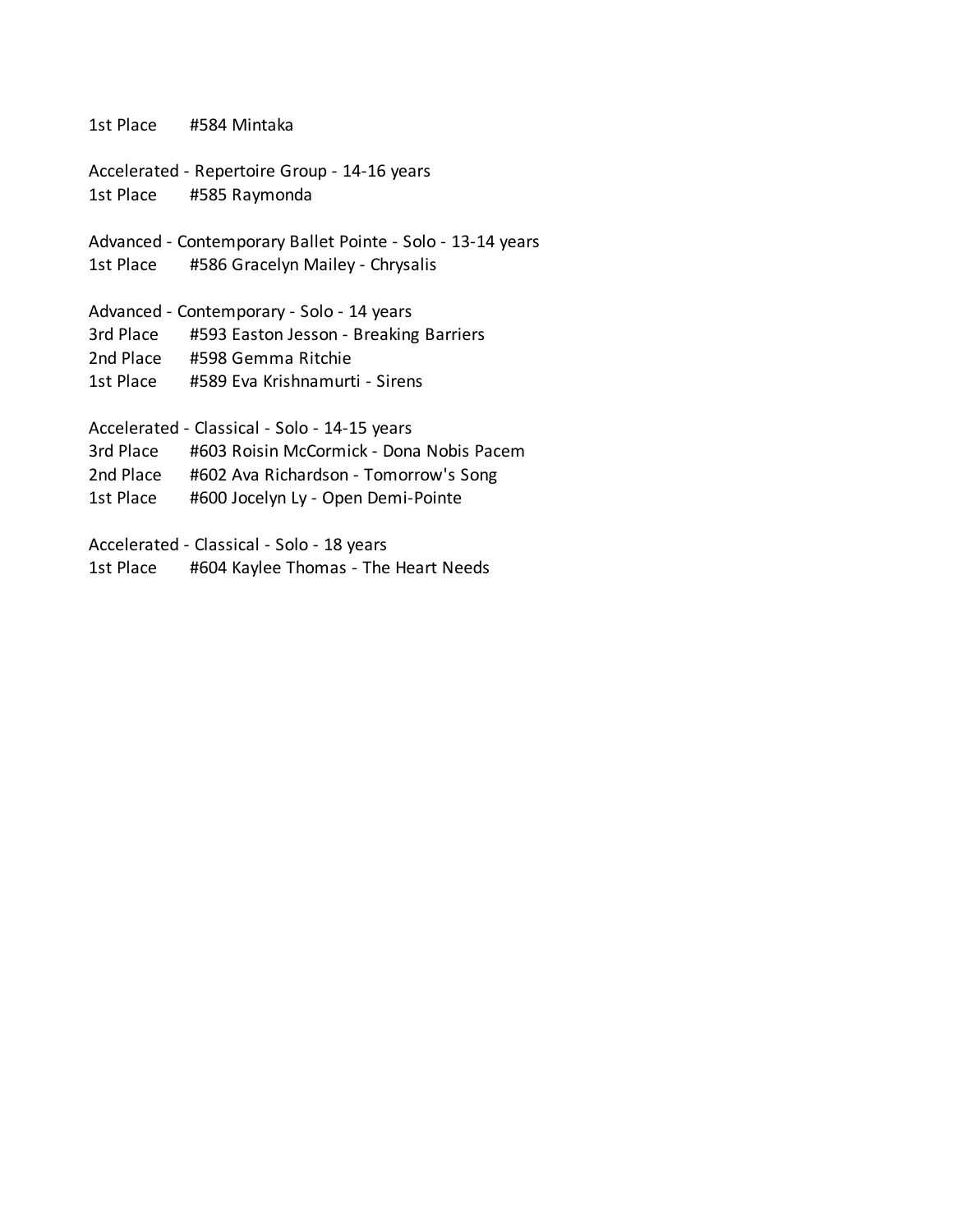1st Place #584 Mintaka

Accelerated - Repertoire Group - 14-16 years
1st Place #585 Raymonda

Advanced - Contemporary Ballet Pointe - Solo - 13-14 years
1st Place #586 Gracelyn Mailey - Chrysalis

Advanced - Contemporary - Solo - 14 years
3rd Place #593 Easton Jesson - Breaking Barriers
2nd Place #598 Gemma Ritchie
1st Place #589 Eva Krishnamurti - Sirens

Accelerated - Classical - Solo - 14-15 years
3rd Place #603 Roisin McCormick - Dona Nobis Pacem
2nd Place #602 Ava Richardson - Tomorrow's Song
1st Place #600 Jocelyn Ly - Open Demi-Pointe

Accelerated - Classical - Solo - 18 years
1st Place #604 Kaylee Thomas - The Heart Needs